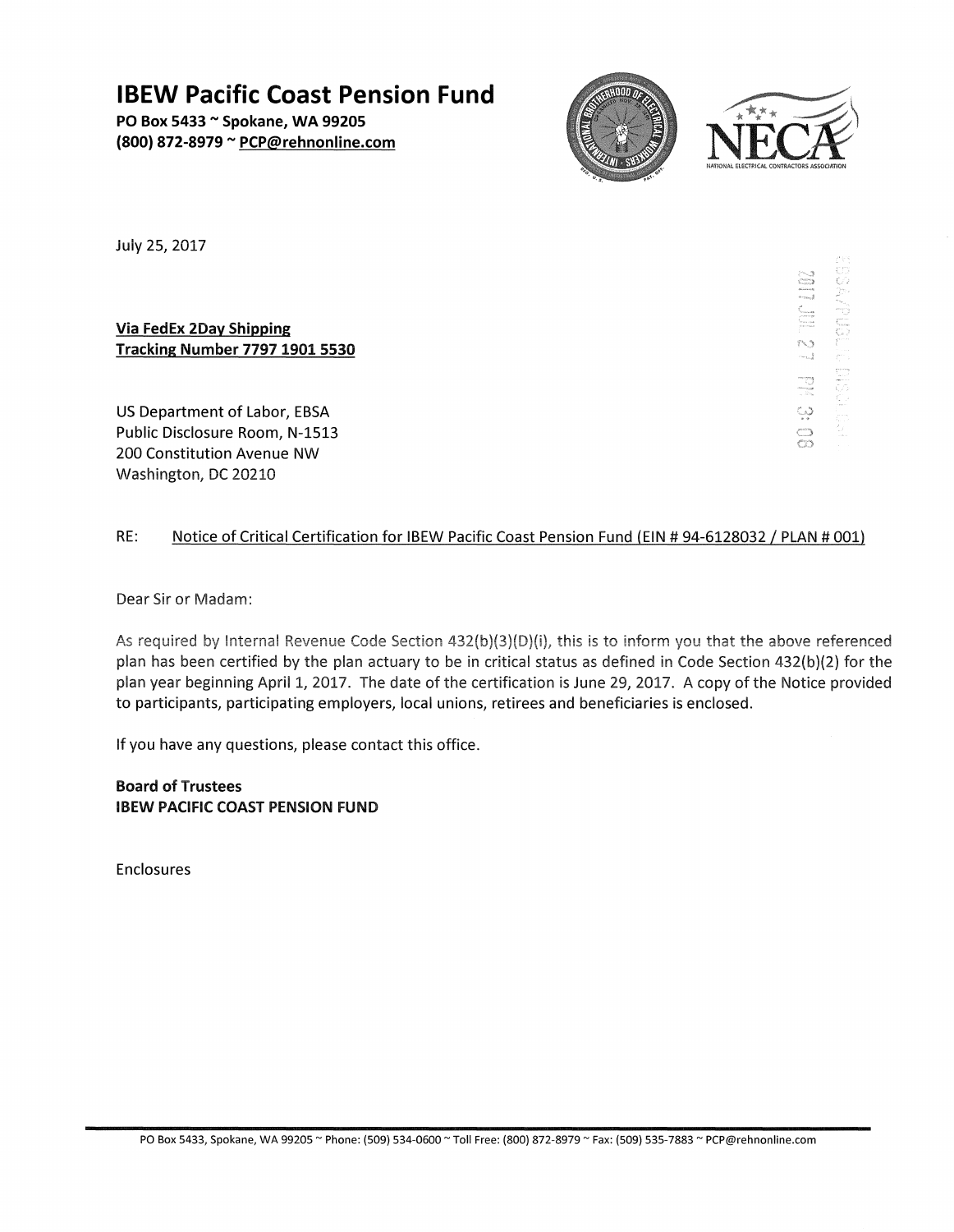# IBEW Pacific Coast Pension Fund

**PO Box 5433 ~ Spokane, WA 99205**
**(800) 872-8979 ~ PCP@rehnonline.com**

July 25, 2017

**Via FedEx 2Day Shipping**
**Tracking Number 7797 1901 5530**

US Department of Labor, EBSA
Public Disclosure Room, N-1513
200 Constitution Avenue NW
Washington, DC 20210

RE: Notice of Critical Certification for IBEW Pacific Coast Pension Fund (EIN # 94-6128032 / PLAN # 001)

Dear Sir or Madam:

As required by Internal Revenue Code Section 432(b)(3)(D)(i), this is to inform you that the above referenced plan has been certified by the plan actuary to be in critical status as defined in Code Section 432(b)(2) for the plan year beginning April 1, 2017. The date of the certification is June 29, 2017. A copy of the Notice provided to participants, participating employers, local unions, retirees and beneficiaries is enclosed.

If you have any questions, please contact this office.

**Board of Trustees**
**IBEW PACIFIC COAST PENSION FUND**

Enclosures

PO Box 5433, Spokane, WA 99205 ~ Phone: (509) 534-0600 ~ Toll Free: (800) 872-8979 ~ Fax: (509) 535-7883 ~ PCP@rehnonline.com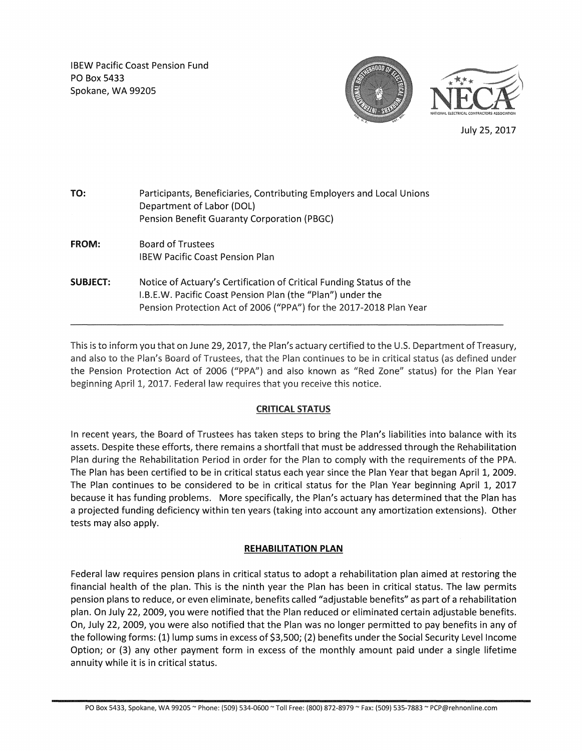IBEW Pacific Coast Pension Fund
PO Box 5433
Spokane, WA 99205

July 25, 2017

**TO:** Participants, Beneficiaries, Contributing Employers and Local Unions
Department of Labor (DOL)
Pension Benefit Guaranty Corporation (PBGC)

**FROM:** Board of Trustees
IBEW Pacific Coast Pension Plan

**SUBJECT:** Notice of Actuary's Certification of Critical Funding Status of the I.B.E.W. Pacific Coast Pension Plan (the "Plan") under the Pension Protection Act of 2006 ("PPA") for the 2017-2018 Plan Year

---

This is to inform you that on June 29, 2017, the Plan's actuary certified to the U.S. Department of Treasury, and also to the Plan's Board of Trustees, that the Plan continues to be in critical status (as defined under the Pension Protection Act of 2006 ("PPA") and also known as "Red Zone" status) for the Plan Year beginning April 1, 2017. Federal law requires that you receive this notice.

## CRITICAL STATUS

In recent years, the Board of Trustees has taken steps to bring the Plan's liabilities into balance with its assets. Despite these efforts, there remains a shortfall that must be addressed through the Rehabilitation Plan during the Rehabilitation Period in order for the Plan to comply with the requirements of the PPA. The Plan has been certified to be in critical status each year since the Plan Year that began April 1, 2009. The Plan continues to be considered to be in critical status for the Plan Year beginning April 1, 2017 because it has funding problems. More specifically, the Plan's actuary has determined that the Plan has a projected funding deficiency within ten years (taking into account any amortization extensions). Other tests may also apply.

## REHABILITATION PLAN

Federal law requires pension plans in critical status to adopt a rehabilitation plan aimed at restoring the financial health of the plan. This is the ninth year the Plan has been in critical status. The law permits pension plans to reduce, or even eliminate, benefits called "adjustable benefits" as part of a rehabilitation plan. On July 22, 2009, you were notified that the Plan reduced or eliminated certain adjustable benefits. On, July 22, 2009, you were also notified that the Plan was no longer permitted to pay benefits in any of the following forms: (1) lump sums in excess of $3,500; (2) benefits under the Social Security Level Income Option; or (3) any other payment form in excess of the monthly amount paid under a single lifetime annuity while it is in critical status.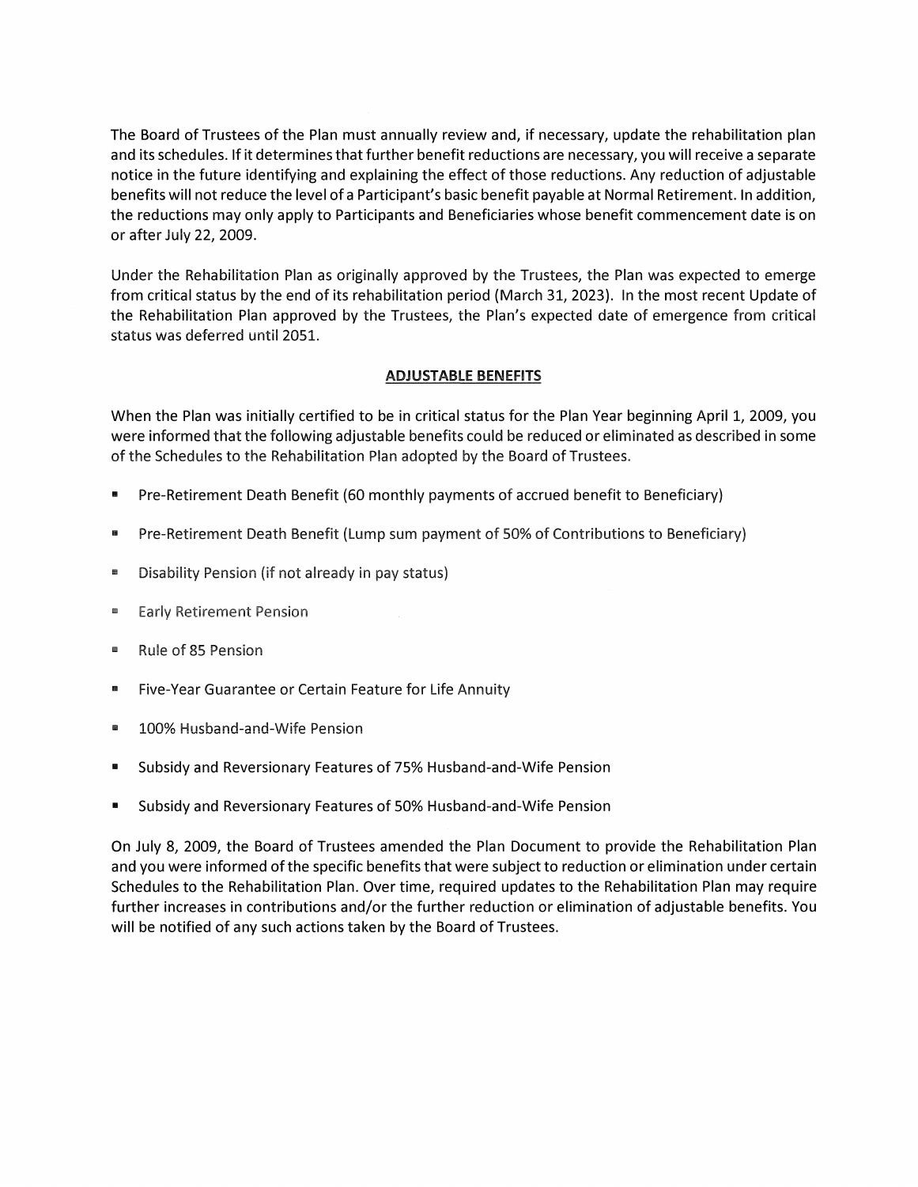The Board of Trustees of the Plan must annually review and, if necessary, update the rehabilitation plan and its schedules. If it determines that further benefit reductions are necessary, you will receive a separate notice in the future identifying and explaining the effect of those reductions. Any reduction of adjustable benefits will not reduce the level of a Participant's basic benefit payable at Normal Retirement. In addition, the reductions may only apply to Participants and Beneficiaries whose benefit commencement date is on or after July 22, 2009.

Under the Rehabilitation Plan as originally approved by the Trustees, the Plan was expected to emerge from critical status by the end of its rehabilitation period (March 31, 2023). In the most recent Update of the Rehabilitation Plan approved by the Trustees, the Plan's expected date of emergence from critical status was deferred until 2051.

## ADJUSTABLE BENEFITS

When the Plan was initially certified to be in critical status for the Plan Year beginning April 1, 2009, you were informed that the following adjustable benefits could be reduced or eliminated as described in some of the Schedules to the Rehabilitation Plan adopted by the Board of Trustees.

- Pre-Retirement Death Benefit (60 monthly payments of accrued benefit to Beneficiary)
- Pre-Retirement Death Benefit (Lump sum payment of 50% of Contributions to Beneficiary)
- Disability Pension (if not already in pay status)
- Early Retirement Pension
- Rule of 85 Pension
- Five-Year Guarantee or Certain Feature for Life Annuity
- 100% Husband-and-Wife Pension
- Subsidy and Reversionary Features of 75% Husband-and-Wife Pension
- Subsidy and Reversionary Features of 50% Husband-and-Wife Pension

On July 8, 2009, the Board of Trustees amended the Plan Document to provide the Rehabilitation Plan and you were informed of the specific benefits that were subject to reduction or elimination under certain Schedules to the Rehabilitation Plan. Over time, required updates to the Rehabilitation Plan may require further increases in contributions and/or the further reduction or elimination of adjustable benefits. You will be notified of any such actions taken by the Board of Trustees.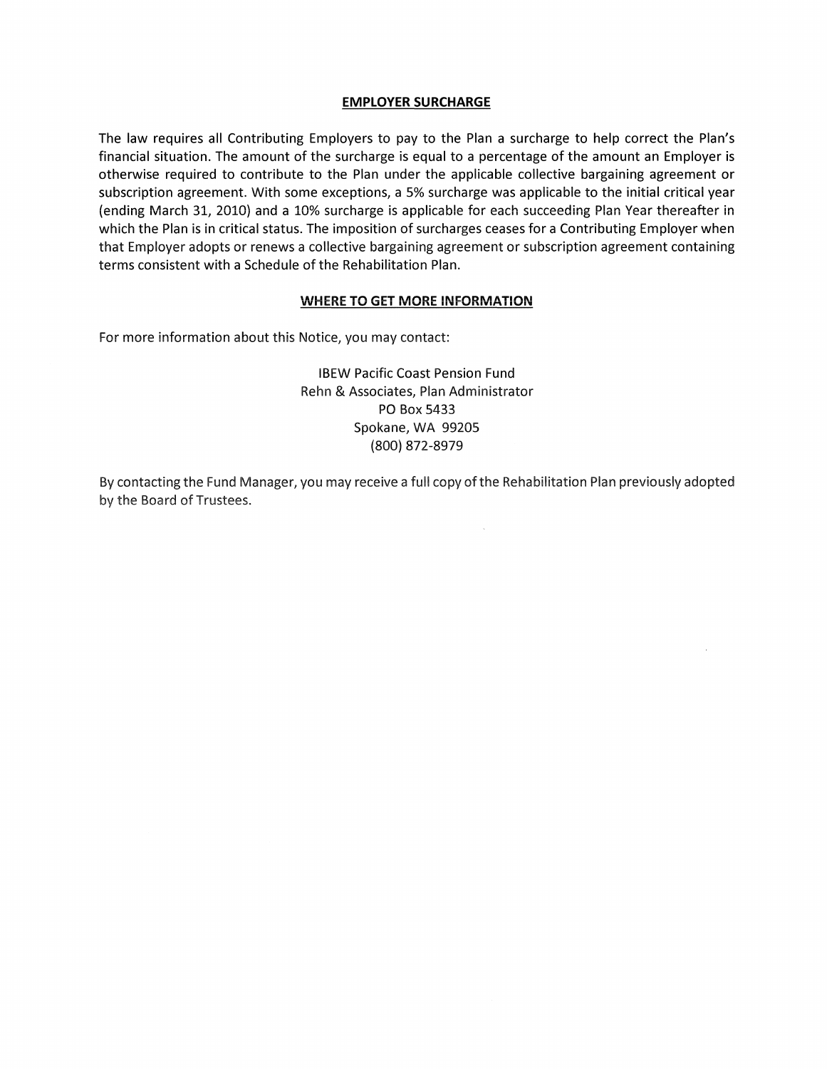## EMPLOYER SURCHARGE

The law requires all Contributing Employers to pay to the Plan a surcharge to help correct the Plan's financial situation. The amount of the surcharge is equal to a percentage of the amount an Employer is otherwise required to contribute to the Plan under the applicable collective bargaining agreement or subscription agreement. With some exceptions, a 5% surcharge was applicable to the initial critical year (ending March 31, 2010) and a 10% surcharge is applicable for each succeeding Plan Year thereafter in which the Plan is in critical status. The imposition of surcharges ceases for a Contributing Employer when that Employer adopts or renews a collective bargaining agreement or subscription agreement containing terms consistent with a Schedule of the Rehabilitation Plan.

## WHERE TO GET MORE INFORMATION

For more information about this Notice, you may contact:

IBEW Pacific Coast Pension Fund
Rehn & Associates, Plan Administrator
PO Box 5433
Spokane, WA 99205
(800) 872-8979

By contacting the Fund Manager, you may receive a full copy of the Rehabilitation Plan previously adopted by the Board of Trustees.